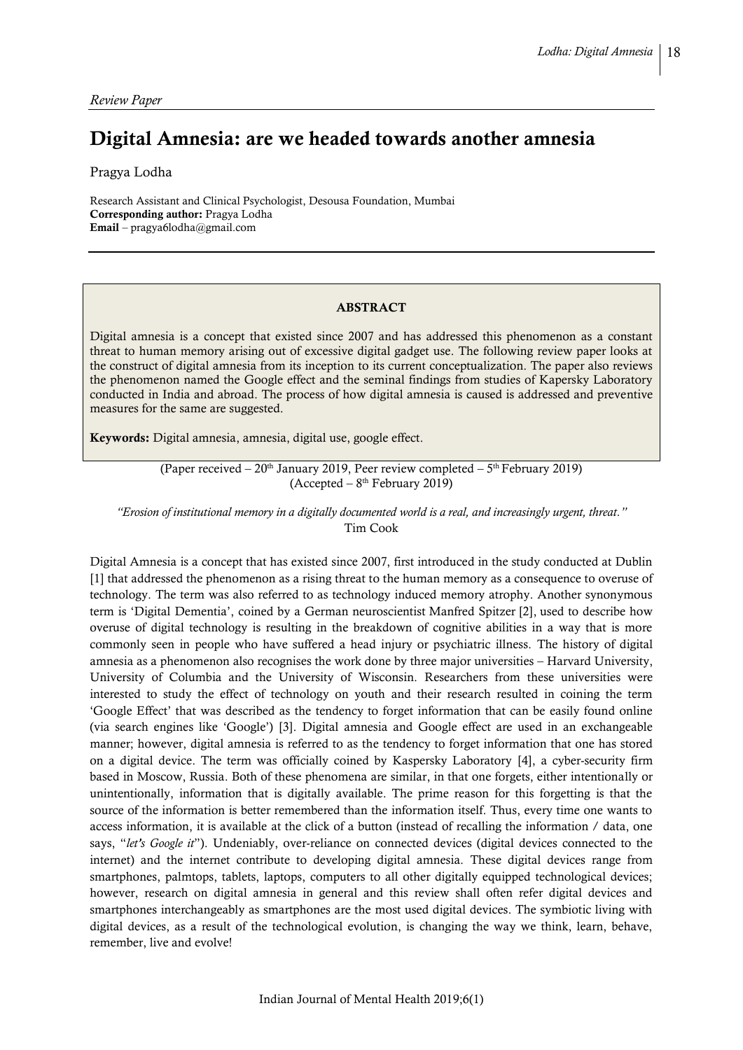*Review Paper*

# Digital Amnesia: are we headed towards another amnesia

Pragya Lodha

Research Assistant and Clinical Psychologist, Desousa Foundation, Mumbai
**Corresponding author:** Pragya Lodha
**Email** – pragya6lodha@gmail.com

**ABSTRACT**

Digital amnesia is a concept that existed since 2007 and has addressed this phenomenon as a constant threat to human memory arising out of excessive digital gadget use. The following review paper looks at the construct of digital amnesia from its inception to its current conceptualization. The paper also reviews the phenomenon named the Google effect and the seminal findings from studies of Kapersky Laboratory conducted in India and abroad. The process of how digital amnesia is caused is addressed and preventive measures for the same are suggested.

**Keywords:** Digital amnesia, amnesia, digital use, google effect.

(Paper received – 20th January 2019, Peer review completed – 5th February 2019)
(Accepted – 8th February 2019)

*"Erosion of institutional memory in a digitally documented world is a real, and increasingly urgent, threat."*
Tim Cook

Digital Amnesia is a concept that has existed since 2007, first introduced in the study conducted at Dublin [1] that addressed the phenomenon as a rising threat to the human memory as a consequence to overuse of technology. The term was also referred to as technology induced memory atrophy. Another synonymous term is 'Digital Dementia', coined by a German neuroscientist Manfred Spitzer [2], used to describe how overuse of digital technology is resulting in the breakdown of cognitive abilities in a way that is more commonly seen in people who have suffered a head injury or psychiatric illness. The history of digital amnesia as a phenomenon also recognises the work done by three major universities – Harvard University, University of Columbia and the University of Wisconsin. Researchers from these universities were interested to study the effect of technology on youth and their research resulted in coining the term 'Google Effect' that was described as the tendency to forget information that can be easily found online (via search engines like 'Google') [3]. Digital amnesia and Google effect are used in an exchangeable manner; however, digital amnesia is referred to as the tendency to forget information that one has stored on a digital device. The term was officially coined by Kaspersky Laboratory [4], a cyber-security firm based in Moscow, Russia. Both of these phenomena are similar, in that one forgets, either intentionally or unintentionally, information that is digitally available. The prime reason for this forgetting is that the source of the information is better remembered than the information itself. Thus, every time one wants to access information, it is available at the click of a button (instead of recalling the information / data, one says, "*let's Google it*"). Undeniably, over-reliance on connected devices (digital devices connected to the internet) and the internet contribute to developing digital amnesia. These digital devices range from smartphones, palmtops, tablets, laptops, computers to all other digitally equipped technological devices; however, research on digital amnesia in general and this review shall often refer digital devices and smartphones interchangeably as smartphones are the most used digital devices. The symbiotic living with digital devices, as a result of the technological evolution, is changing the way we think, learn, behave, remember, live and evolve!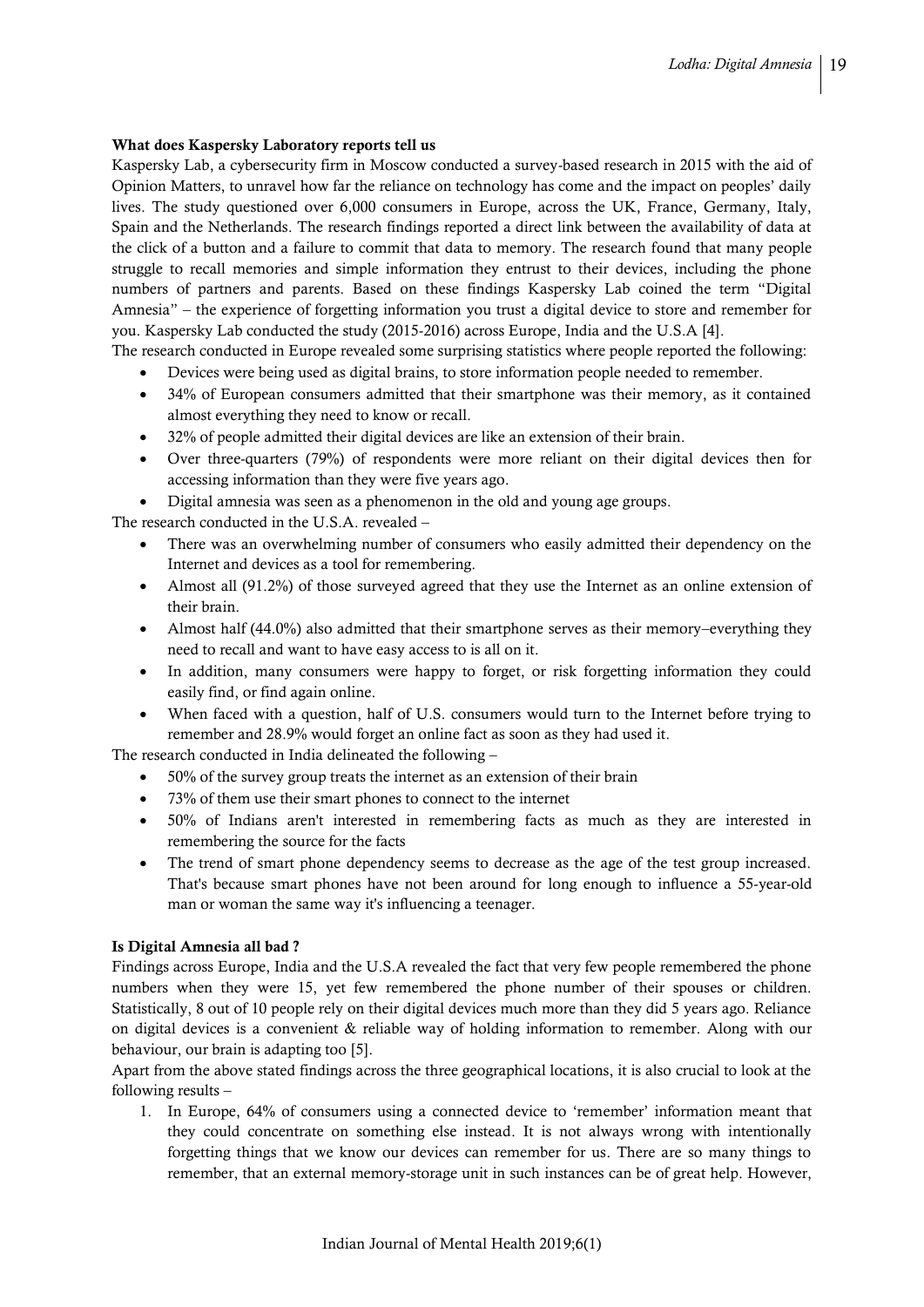**What does Kaspersky Laboratory reports tell us**

Kaspersky Lab, a cybersecurity firm in Moscow conducted a survey-based research in 2015 with the aid of Opinion Matters, to unravel how far the reliance on technology has come and the impact on peoples' daily lives. The study questioned over 6,000 consumers in Europe, across the UK, France, Germany, Italy, Spain and the Netherlands. The research findings reported a direct link between the availability of data at the click of a button and a failure to commit that data to memory. The research found that many people struggle to recall memories and simple information they entrust to their devices, including the phone numbers of partners and parents. Based on these findings Kaspersky Lab coined the term "Digital Amnesia" – the experience of forgetting information you trust a digital device to store and remember for you. Kaspersky Lab conducted the study (2015-2016) across Europe, India and the U.S.A [4].

The research conducted in Europe revealed some surprising statistics where people reported the following:

- Devices were being used as digital brains, to store information people needed to remember.
- 34% of European consumers admitted that their smartphone was their memory, as it contained almost everything they need to know or recall.
- 32% of people admitted their digital devices are like an extension of their brain.
- Over three-quarters (79%) of respondents were more reliant on their digital devices then for accessing information than they were five years ago.
- Digital amnesia was seen as a phenomenon in the old and young age groups.

The research conducted in the U.S.A. revealed –

- There was an overwhelming number of consumers who easily admitted their dependency on the Internet and devices as a tool for remembering.
- Almost all (91.2%) of those surveyed agreed that they use the Internet as an online extension of their brain.
- Almost half (44.0%) also admitted that their smartphone serves as their memory–everything they need to recall and want to have easy access to is all on it.
- In addition, many consumers were happy to forget, or risk forgetting information they could easily find, or find again online.
- When faced with a question, half of U.S. consumers would turn to the Internet before trying to remember and 28.9% would forget an online fact as soon as they had used it.

The research conducted in India delineated the following –

- 50% of the survey group treats the internet as an extension of their brain
- 73% of them use their smart phones to connect to the internet
- 50% of Indians aren't interested in remembering facts as much as they are interested in remembering the source for the facts
- The trend of smart phone dependency seems to decrease as the age of the test group increased. That's because smart phones have not been around for long enough to influence a 55-year-old man or woman the same way it's influencing a teenager.

**Is Digital Amnesia all bad ?**

Findings across Europe, India and the U.S.A revealed the fact that very few people remembered the phone numbers when they were 15, yet few remembered the phone number of their spouses or children. Statistically, 8 out of 10 people rely on their digital devices much more than they did 5 years ago. Reliance on digital devices is a convenient & reliable way of holding information to remember. Along with our behaviour, our brain is adapting too [5].

Apart from the above stated findings across the three geographical locations, it is also crucial to look at the following results –

1. In Europe, 64% of consumers using a connected device to 'remember' information meant that they could concentrate on something else instead. It is not always wrong with intentionally forgetting things that we know our devices can remember for us. There are so many things to remember, that an external memory-storage unit in such instances can be of great help. However,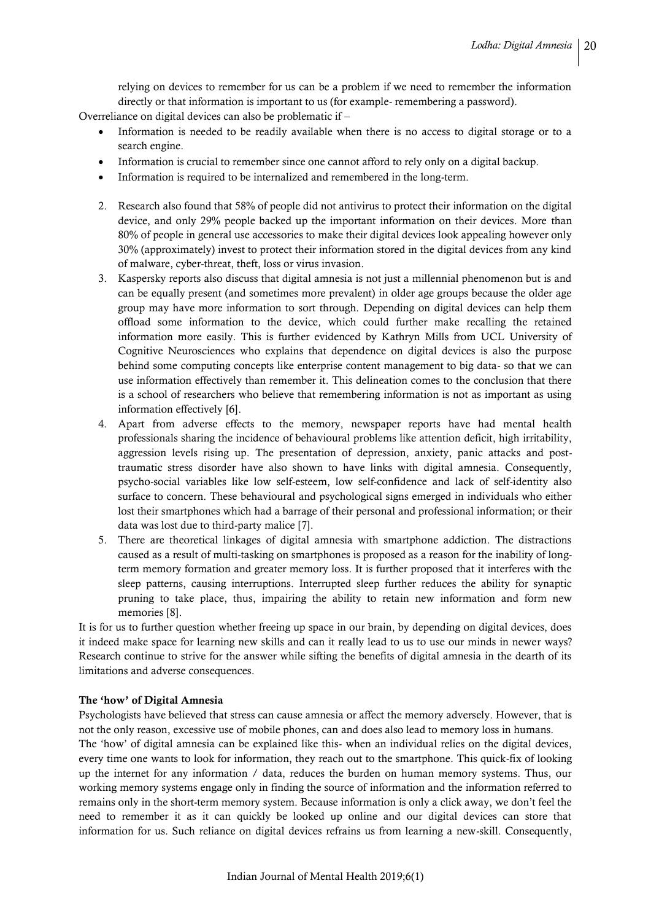relying on devices to remember for us can be a problem if we need to remember the information directly or that information is important to us (for example- remembering a password).

Overreliance on digital devices can also be problematic if –

- Information is needed to be readily available when there is no access to digital storage or to a search engine.
- Information is crucial to remember since one cannot afford to rely only on a digital backup.
- Information is required to be internalized and remembered in the long-term.

2. Research also found that 58% of people did not antivirus to protect their information on the digital device, and only 29% people backed up the important information on their devices. More than 80% of people in general use accessories to make their digital devices look appealing however only 30% (approximately) invest to protect their information stored in the digital devices from any kind of malware, cyber-threat, theft, loss or virus invasion.
3. Kaspersky reports also discuss that digital amnesia is not just a millennial phenomenon but is and can be equally present (and sometimes more prevalent) in older age groups because the older age group may have more information to sort through. Depending on digital devices can help them offload some information to the device, which could further make recalling the retained information more easily. This is further evidenced by Kathryn Mills from UCL University of Cognitive Neurosciences who explains that dependence on digital devices is also the purpose behind some computing concepts like enterprise content management to big data- so that we can use information effectively than remember it. This delineation comes to the conclusion that there is a school of researchers who believe that remembering information is not as important as using information effectively [6].
4. Apart from adverse effects to the memory, newspaper reports have had mental health professionals sharing the incidence of behavioural problems like attention deficit, high irritability, aggression levels rising up. The presentation of depression, anxiety, panic attacks and post-traumatic stress disorder have also shown to have links with digital amnesia. Consequently, psycho-social variables like low self-esteem, low self-confidence and lack of self-identity also surface to concern. These behavioural and psychological signs emerged in individuals who either lost their smartphones which had a barrage of their personal and professional information; or their data was lost due to third-party malice [7].
5. There are theoretical linkages of digital amnesia with smartphone addiction. The distractions caused as a result of multi-tasking on smartphones is proposed as a reason for the inability of long-term memory formation and greater memory loss. It is further proposed that it interferes with the sleep patterns, causing interruptions. Interrupted sleep further reduces the ability for synaptic pruning to take place, thus, impairing the ability to retain new information and form new memories [8].

It is for us to further question whether freeing up space in our brain, by depending on digital devices, does it indeed make space for learning new skills and can it really lead to us to use our minds in newer ways? Research continue to strive for the answer while sifting the benefits of digital amnesia in the dearth of its limitations and adverse consequences.

**The 'how' of Digital Amnesia**

Psychologists have believed that stress can cause amnesia or affect the memory adversely. However, that is not the only reason, excessive use of mobile phones, can and does also lead to memory loss in humans.

The 'how' of digital amnesia can be explained like this- when an individual relies on the digital devices, every time one wants to look for information, they reach out to the smartphone. This quick-fix of looking up the internet for any information / data, reduces the burden on human memory systems. Thus, our working memory systems engage only in finding the source of information and the information referred to remains only in the short-term memory system. Because information is only a click away, we don't feel the need to remember it as it can quickly be looked up online and our digital devices can store that information for us. Such reliance on digital devices refrains us from learning a new-skill. Consequently,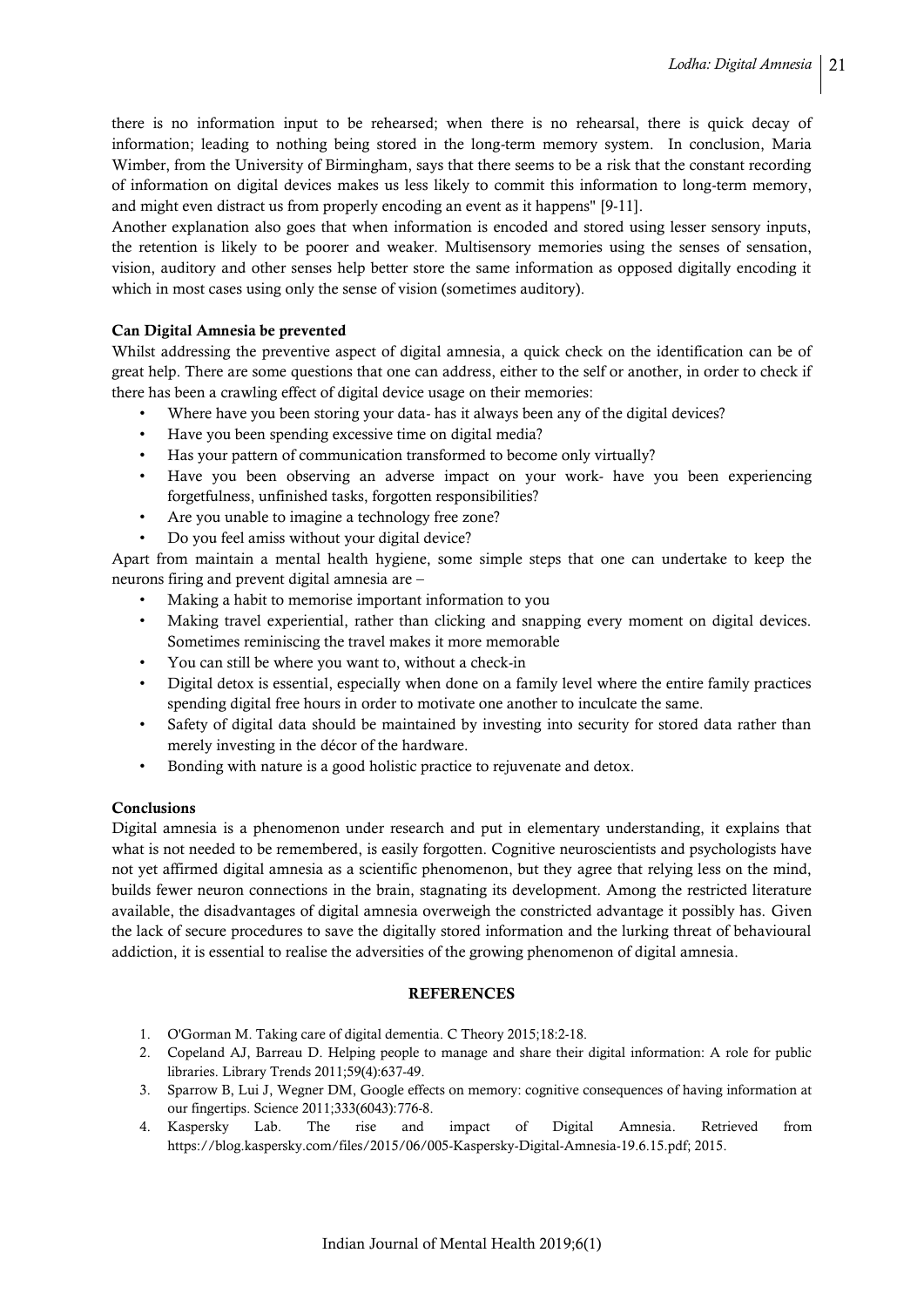there is no information input to be rehearsed; when there is no rehearsal, there is quick decay of information; leading to nothing being stored in the long-term memory system. In conclusion, Maria Wimber, from the University of Birmingham, says that there seems to be a risk that the constant recording of information on digital devices makes us less likely to commit this information to long-term memory, and might even distract us from properly encoding an event as it happens" [9-11].

Another explanation also goes that when information is encoded and stored using lesser sensory inputs, the retention is likely to be poorer and weaker. Multisensory memories using the senses of sensation, vision, auditory and other senses help better store the same information as opposed digitally encoding it which in most cases using only the sense of vision (sometimes auditory).

**Can Digital Amnesia be prevented**

Whilst addressing the preventive aspect of digital amnesia, a quick check on the identification can be of great help. There are some questions that one can address, either to the self or another, in order to check if there has been a crawling effect of digital device usage on their memories:

- Where have you been storing your data- has it always been any of the digital devices?
- Have you been spending excessive time on digital media?
- Has your pattern of communication transformed to become only virtually?
- Have you been observing an adverse impact on your work- have you been experiencing forgetfulness, unfinished tasks, forgotten responsibilities?
- Are you unable to imagine a technology free zone?
- Do you feel amiss without your digital device?

Apart from maintain a mental health hygiene, some simple steps that one can undertake to keep the neurons firing and prevent digital amnesia are –

- Making a habit to memorise important information to you
- Making travel experiential, rather than clicking and snapping every moment on digital devices. Sometimes reminiscing the travel makes it more memorable
- You can still be where you want to, without a check-in
- Digital detox is essential, especially when done on a family level where the entire family practices spending digital free hours in order to motivate one another to inculcate the same.
- Safety of digital data should be maintained by investing into security for stored data rather than merely investing in the décor of the hardware.
- Bonding with nature is a good holistic practice to rejuvenate and detox.

**Conclusions**

Digital amnesia is a phenomenon under research and put in elementary understanding, it explains that what is not needed to be remembered, is easily forgotten. Cognitive neuroscientists and psychologists have not yet affirmed digital amnesia as a scientific phenomenon, but they agree that relying less on the mind, builds fewer neuron connections in the brain, stagnating its development. Among the restricted literature available, the disadvantages of digital amnesia overweigh the constricted advantage it possibly has. Given the lack of secure procedures to save the digitally stored information and the lurking threat of behavioural addiction, it is essential to realise the adversities of the growing phenomenon of digital amnesia.

**REFERENCES**

1. O'Gorman M. Taking care of digital dementia. C Theory 2015;18:2-18.
2. Copeland AJ, Barreau D. Helping people to manage and share their digital information: A role for public libraries. Library Trends 2011;59(4):637-49.
3. Sparrow B, Lui J, Wegner DM, Google effects on memory: cognitive consequences of having information at our fingertips. Science 2011;333(6043):776-8.
4. Kaspersky Lab. The rise and impact of Digital Amnesia. Retrieved from https://blog.kaspersky.com/files/2015/06/005-Kaspersky-Digital-Amnesia-19.6.15.pdf; 2015.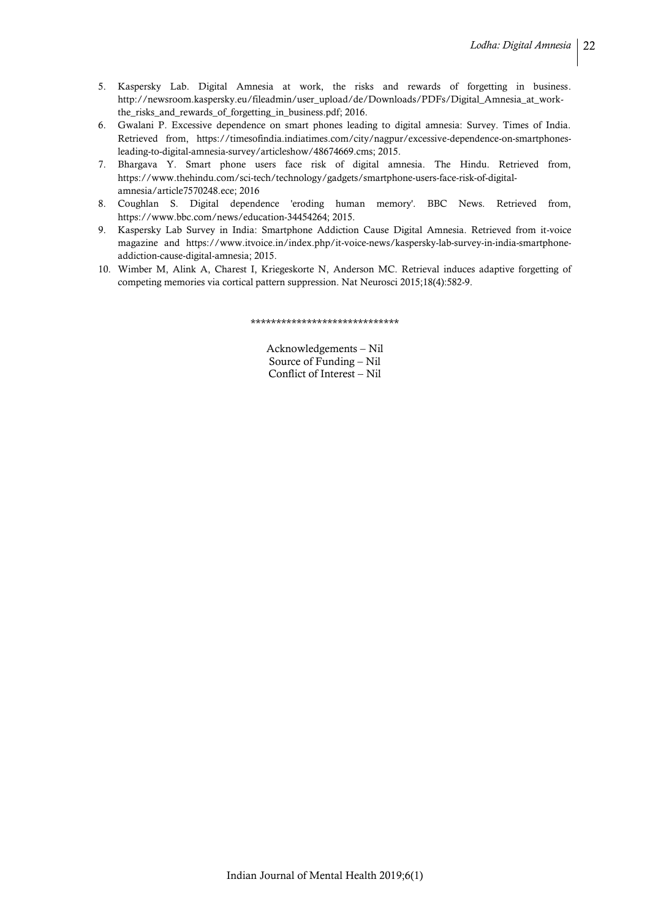5. Kaspersky Lab. Digital Amnesia at work, the risks and rewards of forgetting in business. http://newsroom.kaspersky.eu/fileadmin/user_upload/de/Downloads/PDFs/Digital_Amnesia_at_work-the_risks_and_rewards_of_forgetting_in_business.pdf; 2016.
6. Gwalani P. Excessive dependence on smart phones leading to digital amnesia: Survey. Times of India. Retrieved from, https://timesofindia.indiatimes.com/city/nagpur/excessive-dependence-on-smartphones-leading-to-digital-amnesia-survey/articleshow/48674669.cms; 2015.
7. Bhargava Y. Smart phone users face risk of digital amnesia. The Hindu. Retrieved from, https://www.thehindu.com/sci-tech/technology/gadgets/smartphone-users-face-risk-of-digital-amnesia/article7570248.ece; 2016
8. Coughlan S. Digital dependence 'eroding human memory'. BBC News. Retrieved from, https://www.bbc.com/news/education-34454264; 2015.
9. Kaspersky Lab Survey in India: Smartphone Addiction Cause Digital Amnesia. Retrieved from it-voice magazine and https://www.itvoice.in/index.php/it-voice-news/kaspersky-lab-survey-in-india-smartphone-addiction-cause-digital-amnesia; 2015.
10. Wimber M, Alink A, Charest I, Kriegeskorte N, Anderson MC. Retrieval induces adaptive forgetting of competing memories via cortical pattern suppression. Nat Neurosci 2015;18(4):582-9.

*****************************

Acknowledgements – Nil
Source of Funding – Nil
Conflict of Interest – Nil